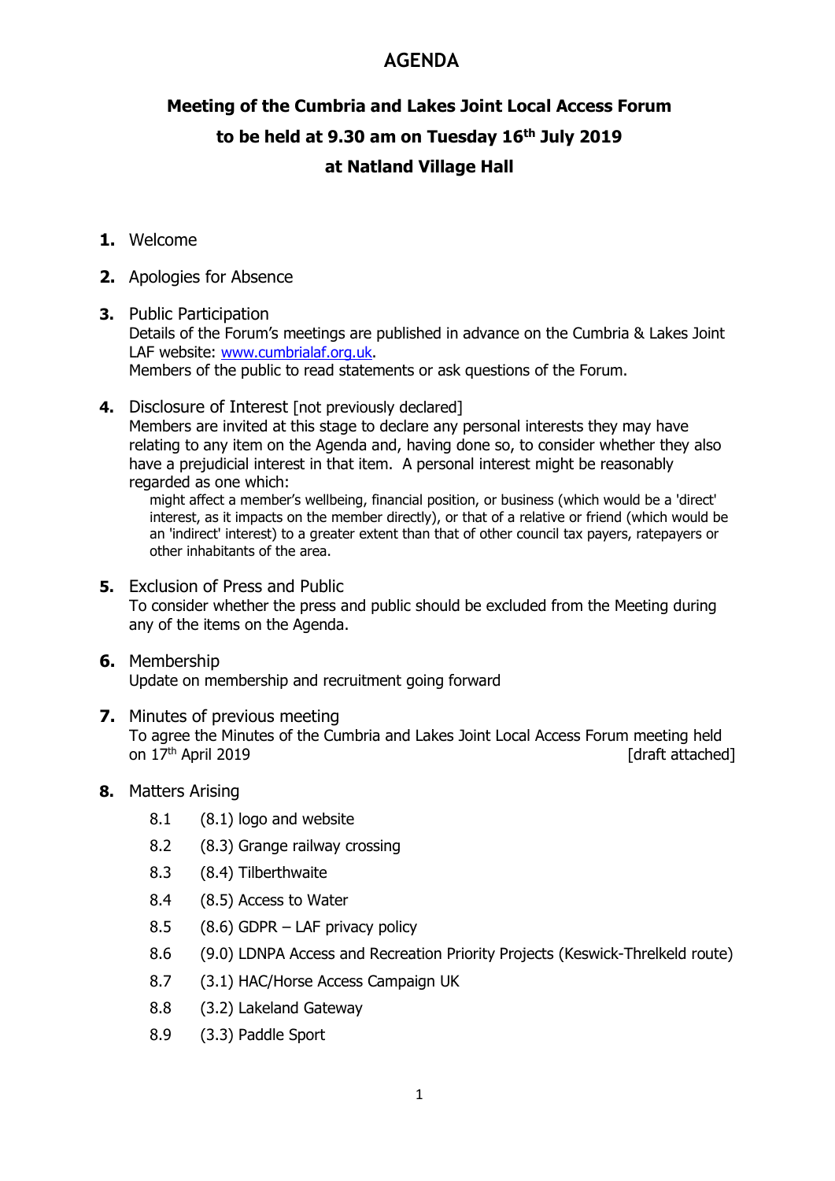# AGENDA

## Meeting of the Cumbria and Lakes Joint Local Access Forum

## to be held at 9.30 am on Tuesday 16th July 2019

## at Natland Village Hall

**1.** Welcome

**2.** Apologies for Absence

**3.** Public Participation
Details of the Forum's meetings are published in advance on the Cumbria & Lakes Joint LAF website: [www.cumbrialaf.org.uk](http://www.cumbrialaf.org.uk).
Members of the public to read statements or ask questions of the Forum.

**4.** Disclosure of Interest [not previously declared]
Members are invited at this stage to declare any personal interests they may have relating to any item on the Agenda and, having done so, to consider whether they also have a prejudicial interest in that item. A personal interest might be reasonably regarded as one which:

> might affect a member's wellbeing, financial position, or business (which would be a 'direct' interest, as it impacts on the member directly), or that of a relative or friend (which would be an 'indirect' interest) to a greater extent than that of other council tax payers, ratepayers or other inhabitants of the area.

**5.** Exclusion of Press and Public
To consider whether the press and public should be excluded from the Meeting during any of the items on the Agenda.

**6.** Membership
Update on membership and recruitment going forward

**7.** Minutes of previous meeting
To agree the Minutes of the Cumbria and Lakes Joint Local Access Forum meeting held on 17th April 2019 [draft attached]

**8.** Matters Arising

- 8.1 (8.1) logo and website
- 8.2 (8.3) Grange railway crossing
- 8.3 (8.4) Tilberthwaite
- 8.4 (8.5) Access to Water
- 8.5 (8.6) GDPR – LAF privacy policy
- 8.6 (9.0) LDNPA Access and Recreation Priority Projects (Keswick-Threlkeld route)
- 8.7 (3.1) HAC/Horse Access Campaign UK
- 8.8 (3.2) Lakeland Gateway
- 8.9 (3.3) Paddle Sport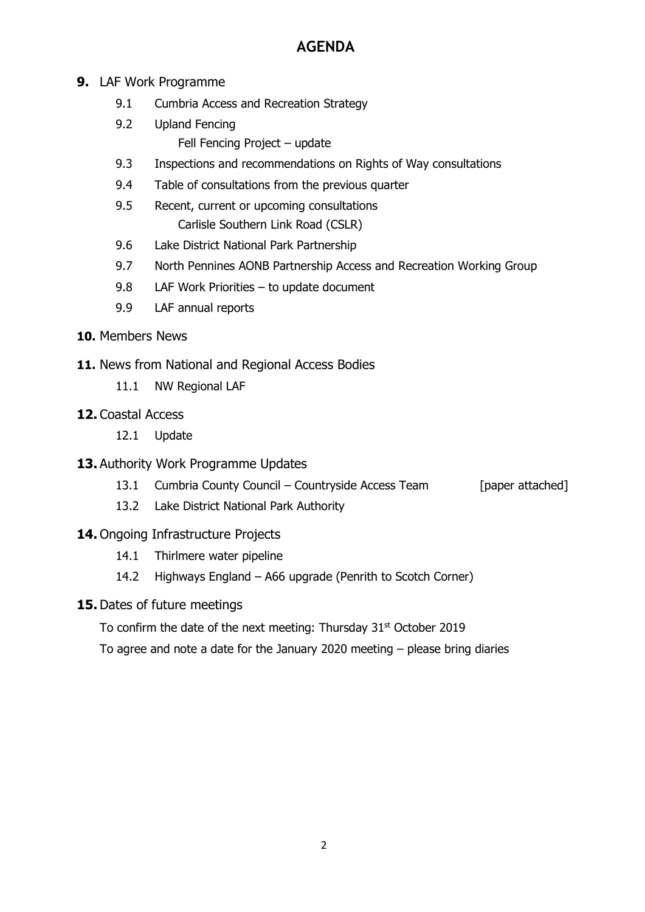# AGENDA

**9.** LAF Work Programme

- 9.1 Cumbria Access and Recreation Strategy
- 9.2 Upland Fencing
  - Fell Fencing Project – update
- 9.3 Inspections and recommendations on Rights of Way consultations
- 9.4 Table of consultations from the previous quarter
- 9.5 Recent, current or upcoming consultations
  - Carlisle Southern Link Road (CSLR)
- 9.6 Lake District National Park Partnership
- 9.7 North Pennines AONB Partnership Access and Recreation Working Group
- 9.8 LAF Work Priorities – to update document
- 9.9 LAF annual reports

**10.** Members News

**11.** News from National and Regional Access Bodies

- 11.1 NW Regional LAF

**12.** Coastal Access

- 12.1 Update

**13.** Authority Work Programme Updates

- 13.1 Cumbria County Council – Countryside Access Team [paper attached]
- 13.2 Lake District National Park Authority

**14.** Ongoing Infrastructure Projects

- 14.1 Thirlmere water pipeline
- 14.2 Highways England – A66 upgrade (Penrith to Scotch Corner)

**15.** Dates of future meetings

To confirm the date of the next meeting: Thursday 31st October 2019

To agree and note a date for the January 2020 meeting – please bring diaries